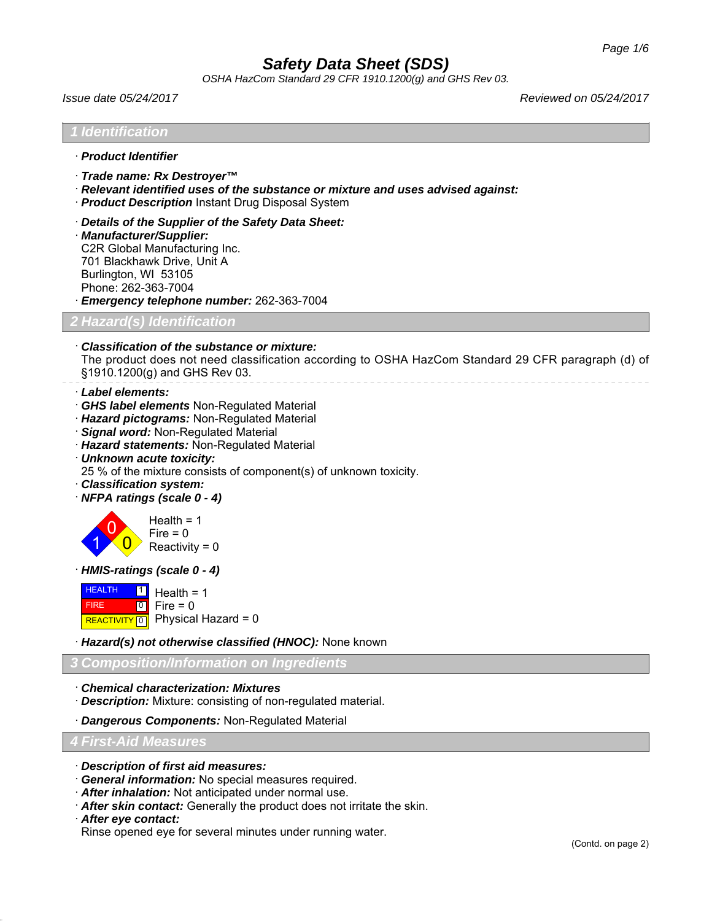# Safety Data Sheet (SDS)

*OSHA HazCom Standard 29 CFR 1910.1200(g) and GHS Rev 03.*

*Issue date 05/24/2017* *Reviewed on 05/24/2017*

## 1 Identification

· ***Product Identifier***

· ***Trade name: Rx Destroyer™***

· ***Relevant identified uses of the substance or mixture and uses advised against:***

· ***Product Description*** Instant Drug Disposal System

· ***Details of the Supplier of the Safety Data Sheet:***

· ***Manufacturer/Supplier:***

C2R Global Manufacturing Inc.
701 Blackhawk Drive, Unit A
Burlington, WI 53105
Phone: 262-363-7004

· ***Emergency telephone number:*** 262-363-7004

## 2 Hazard(s) Identification

· ***Classification of the substance or mixture:***

The product does not need classification according to OSHA HazCom Standard 29 CFR paragraph (d) of §1910.1200(g) and GHS Rev 03.

· ***Label elements:***

· ***GHS label elements*** Non-Regulated Material

· ***Hazard pictograms:*** Non-Regulated Material

· ***Signal word:*** Non-Regulated Material

· ***Hazard statements:*** Non-Regulated Material

· ***Unknown acute toxicity:***

25 % of the mixture consists of component(s) of unknown toxicity.

· ***Classification system:***

· ***NFPA ratings (scale 0 - 4)***

Health = 1
Fire = 0
Reactivity = 0

· ***HMIS-ratings (scale 0 - 4)***

| HMIS | Rating |
|---|---|
| HEALTH | 1 |
| FIRE | 0 |
| REACTIVITY | 0 |

Health = 1
Fire = 0
Physical Hazard = 0

· ***Hazard(s) not otherwise classified (HNOC):*** None known

## 3 Composition/Information on Ingredients

· ***Chemical characterization: Mixtures***

· ***Description:*** Mixture: consisting of non-regulated material.

· ***Dangerous Components:*** Non-Regulated Material

## 4 First-Aid Measures

· ***Description of first aid measures:***

· ***General information:*** No special measures required.

· ***After inhalation:*** Not anticipated under normal use.

· ***After skin contact:*** Generally the product does not irritate the skin.

· ***After eye contact:***

Rinse opened eye for several minutes under running water.

(Contd. on page 2)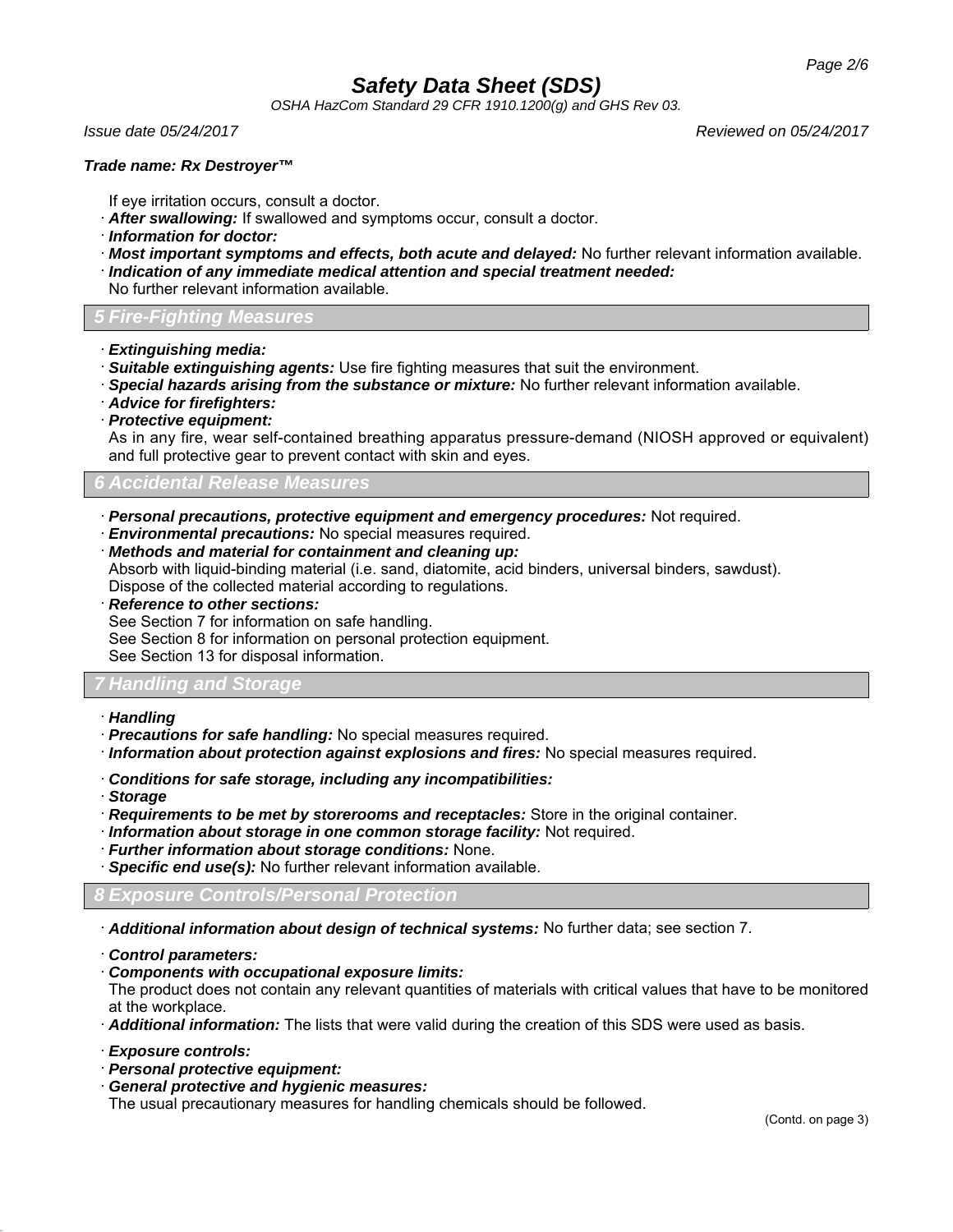If eye irritation occurs, consult a doctor.

- ***After swallowing:*** If swallowed and symptoms occur, consult a doctor.
- ***Information for doctor:***
- ***Most important symptoms and effects, both acute and delayed:*** No further relevant information available.
- ***Indication of any immediate medical attention and special treatment needed:***
  No further relevant information available.

## 5 Fire-Fighting Measures

- ***Extinguishing media:***
- ***Suitable extinguishing agents:*** Use fire fighting measures that suit the environment.
- ***Special hazards arising from the substance or mixture:*** No further relevant information available.
- ***Advice for firefighters:***
- ***Protective equipment:***
  As in any fire, wear self-contained breathing apparatus pressure-demand (NIOSH approved or equivalent) and full protective gear to prevent contact with skin and eyes.

## 6 Accidental Release Measures

- ***Personal precautions, protective equipment and emergency procedures:*** Not required.
- ***Environmental precautions:*** No special measures required.
- ***Methods and material for containment and cleaning up:***
  Absorb with liquid-binding material (i.e. sand, diatomite, acid binders, universal binders, sawdust).
  Dispose of the collected material according to regulations.
- ***Reference to other sections:***
  See Section 7 for information on safe handling.
  See Section 8 for information on personal protection equipment.
  See Section 13 for disposal information.

## 7 Handling and Storage

- ***Handling***
- ***Precautions for safe handling:*** No special measures required.
- ***Information about protection against explosions and fires:*** No special measures required.

- ***Conditions for safe storage, including any incompatibilities:***
- ***Storage***
- ***Requirements to be met by storerooms and receptacles:*** Store in the original container.
- ***Information about storage in one common storage facility:*** Not required.
- ***Further information about storage conditions:*** None.
- ***Specific end use(s):*** No further relevant information available.

## 8 Exposure Controls/Personal Protection

- ***Additional information about design of technical systems:*** No further data; see section 7.

- ***Control parameters:***
- ***Components with occupational exposure limits:***
  The product does not contain any relevant quantities of materials with critical values that have to be monitored at the workplace.
- ***Additional information:*** The lists that were valid during the creation of this SDS were used as basis.

- ***Exposure controls:***
- ***Personal protective equipment:***
- ***General protective and hygienic measures:***
  The usual precautionary measures for handling chemicals should be followed.

(Contd. on page 3)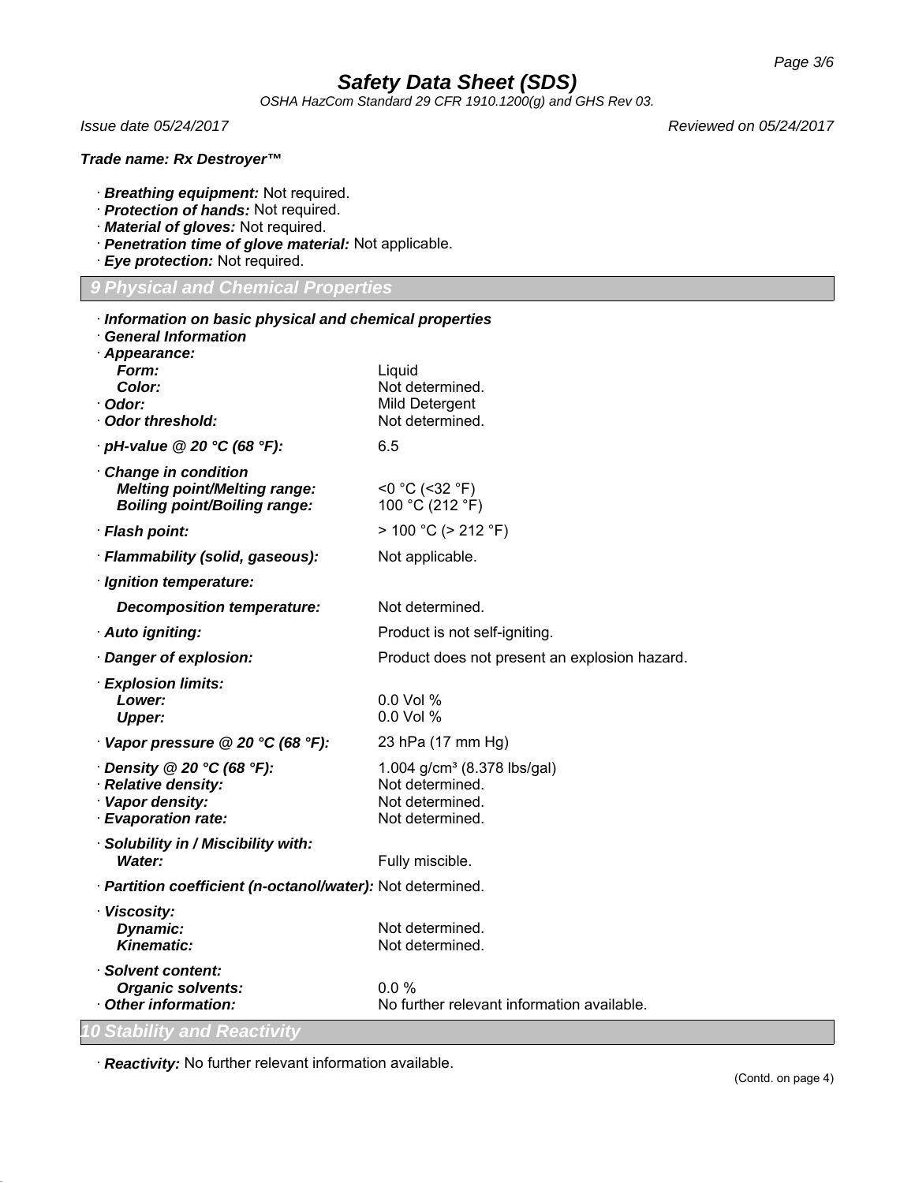# Safety Data Sheet (SDS)

*OSHA HazCom Standard 29 CFR 1910.1200(g) and GHS Rev 03.*

*Issue date 05/24/2017* *Reviewed on 05/24/2017*

***Trade name: Rx Destroyer™***

- · ***Breathing equipment:*** Not required.
- · ***Protection of hands:*** Not required.
- · ***Material of gloves:*** Not required.
- · ***Penetration time of glove material:*** Not applicable.
- · ***Eye protection:*** Not required.

## 9 Physical and Chemical Properties

· ***Information on basic physical and chemical properties***
· ***General Information***
· ***Appearance:***

| | |
|---|---|
| ***Form:*** | Liquid |
| ***Color:*** | Not determined. |
| · ***Odor:*** | Mild Detergent |
| · ***Odor threshold:*** | Not determined. |
| · ***pH-value @ 20 °C (68 °F):*** | 6.5 |
| · ***Change in condition*** | |
| ***Melting point/Melting range:*** | <0 °C (<32 °F) |
| ***Boiling point/Boiling range:*** | 100 °C (212 °F) |
| · ***Flash point:*** | > 100 °C (> 212 °F) |
| · ***Flammability (solid, gaseous):*** | Not applicable. |
| · ***Ignition temperature:*** | |
| ***Decomposition temperature:*** | Not determined. |
| · ***Auto igniting:*** | Product is not self-igniting. |
| · ***Danger of explosion:*** | Product does not present an explosion hazard. |
| · ***Explosion limits:*** | |
| ***Lower:*** | 0.0 Vol % |
| ***Upper:*** | 0.0 Vol % |
| · ***Vapor pressure @ 20 °C (68 °F):*** | 23 hPa (17 mm Hg) |
| · ***Density @ 20 °C (68 °F):*** | 1.004 g/cm³ (8.378 lbs/gal) |
| · ***Relative density:*** | Not determined. |
| · ***Vapor density:*** | Not determined. |
| · ***Evaporation rate:*** | Not determined. |
| · ***Solubility in / Miscibility with:*** | |
| ***Water:*** | Fully miscible. |
| · ***Partition coefficient (n-octanol/water):*** | Not determined. |
| · ***Viscosity:*** | |
| ***Dynamic:*** | Not determined. |
| ***Kinematic:*** | Not determined. |
| · ***Solvent content:*** | |
| ***Organic solvents:*** | 0.0 % |
| · ***Other information:*** | No further relevant information available. |

## 10 Stability and Reactivity

· ***Reactivity:*** No further relevant information available.

(Contd. on page 4)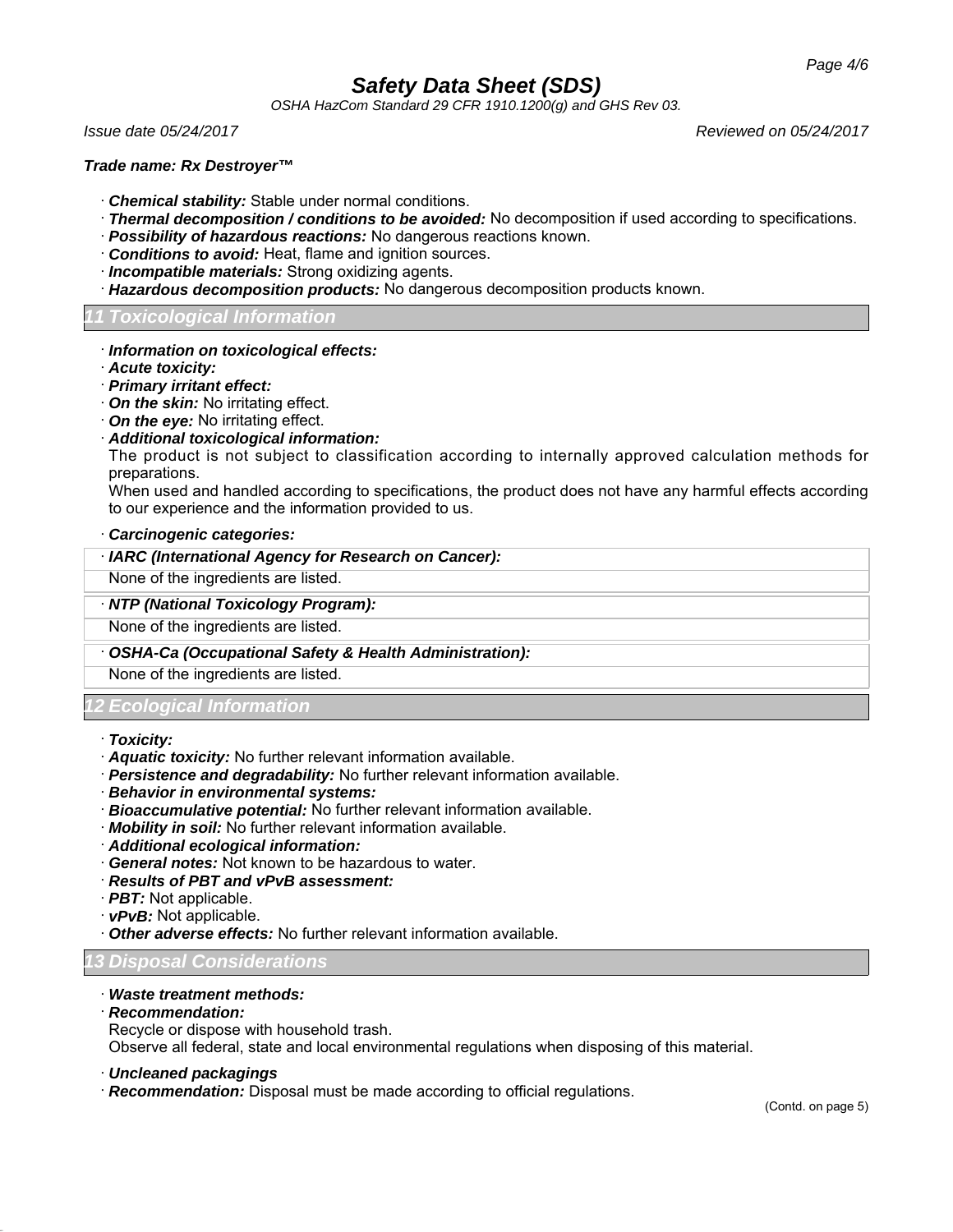*Trade name: Rx Destroyer™*

- ***Chemical stability:*** Stable under normal conditions.
- ***Thermal decomposition / conditions to be avoided:*** No decomposition if used according to specifications.
- ***Possibility of hazardous reactions:*** No dangerous reactions known.
- ***Conditions to avoid:*** Heat, flame and ignition sources.
- ***Incompatible materials:*** Strong oxidizing agents.
- ***Hazardous decomposition products:*** No dangerous decomposition products known.

## 11 Toxicological Information

- ***Information on toxicological effects:***
- ***Acute toxicity:***
- ***Primary irritant effect:***
- ***On the skin:*** No irritating effect.
- ***On the eye:*** No irritating effect.
- ***Additional toxicological information:***

  The product is not subject to classification according to internally approved calculation methods for preparations.

  When used and handled according to specifications, the product does not have any harmful effects according to our experience and the information provided to us.

- ***Carcinogenic categories:***

| · ***IARC (International Agency for Research on Cancer):*** |
|---|
| None of the ingredients are listed. |

| · ***NTP (National Toxicology Program):*** |
|---|
| None of the ingredients are listed. |

| · ***OSHA-Ca (Occupational Safety & Health Administration):*** |
|---|
| None of the ingredients are listed. |

## 12 Ecological Information

- ***Toxicity:***
- ***Aquatic toxicity:*** No further relevant information available.
- ***Persistence and degradability:*** No further relevant information available.
- ***Behavior in environmental systems:***
- ***Bioaccumulative potential:*** No further relevant information available.
- ***Mobility in soil:*** No further relevant information available.
- ***Additional ecological information:***
- ***General notes:*** Not known to be hazardous to water.
- ***Results of PBT and vPvB assessment:***
- ***PBT:*** Not applicable.
- ***vPvB:*** Not applicable.
- ***Other adverse effects:*** No further relevant information available.

## 13 Disposal Considerations

- ***Waste treatment methods:***
- ***Recommendation:***

  Recycle or dispose with household trash.

  Observe all federal, state and local environmental regulations when disposing of this material.

- ***Uncleaned packagings***
- ***Recommendation:*** Disposal must be made according to official regulations.

(Contd. on page 5)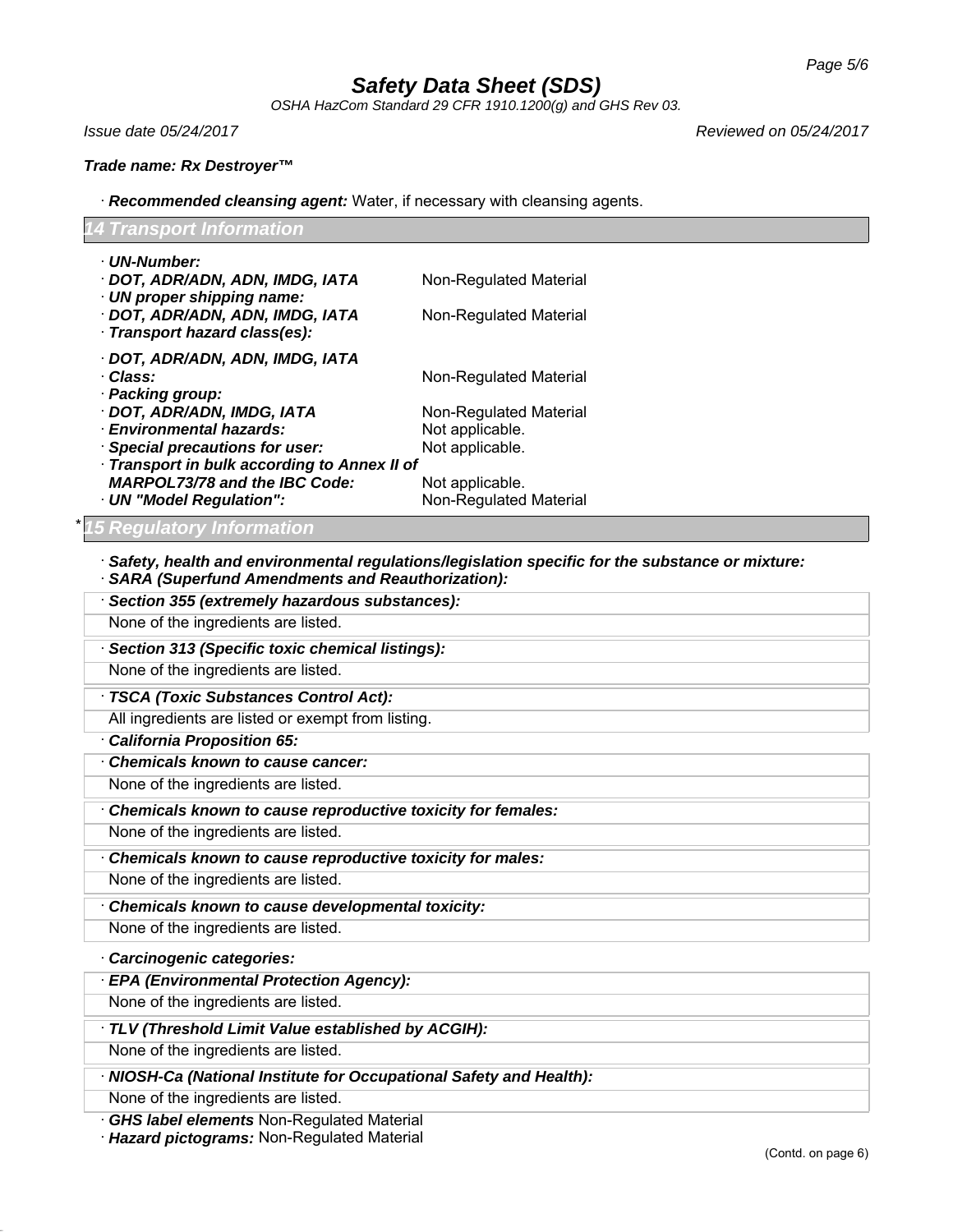Trade name: Rx Destroyer™

· **Recommended cleansing agent:** Water, if necessary with cleansing agents.

## 14 Transport Information

| | |
|---|---|
| · **UN-Number:** | |
| · **DOT, ADR/ADN, ADN, IMDG, IATA** | Non-Regulated Material |
| · **UN proper shipping name:** | |
| · **DOT, ADR/ADN, ADN, IMDG, IATA** | Non-Regulated Material |
| · **Transport hazard class(es):** | |
| · **DOT, ADR/ADN, ADN, IMDG, IATA** | |
| · **Class:** | Non-Regulated Material |
| · **Packing group:** | |
| · **DOT, ADR/ADN, IMDG, IATA** | Non-Regulated Material |
| · **Environmental hazards:** | Not applicable. |
| · **Special precautions for user:** | Not applicable. |
| · **Transport in bulk according to Annex II of MARPOL73/78 and the IBC Code:** | Not applicable. |
| · **UN "Model Regulation":** | Non-Regulated Material |

## * 15 Regulatory Information

· **Safety, health and environmental regulations/legislation specific for the substance or mixture:**

· **SARA (Superfund Amendments and Reauthorization):**

· **Section 355 (extremely hazardous substances):**

None of the ingredients are listed.

· **Section 313 (Specific toxic chemical listings):**

None of the ingredients are listed.

· **TSCA (Toxic Substances Control Act):**

All ingredients are listed or exempt from listing.

· **California Proposition 65:**

· **Chemicals known to cause cancer:**

None of the ingredients are listed.

· **Chemicals known to cause reproductive toxicity for females:**

None of the ingredients are listed.

· **Chemicals known to cause reproductive toxicity for males:**

None of the ingredients are listed.

· **Chemicals known to cause developmental toxicity:**

None of the ingredients are listed.

· **Carcinogenic categories:**

· **EPA (Environmental Protection Agency):**

None of the ingredients are listed.

· **TLV (Threshold Limit Value established by ACGIH):**

None of the ingredients are listed.

· **NIOSH-Ca (National Institute for Occupational Safety and Health):**

None of the ingredients are listed.

· **GHS label elements** Non-Regulated Material

· **Hazard pictograms:** Non-Regulated Material

(Contd. on page 6)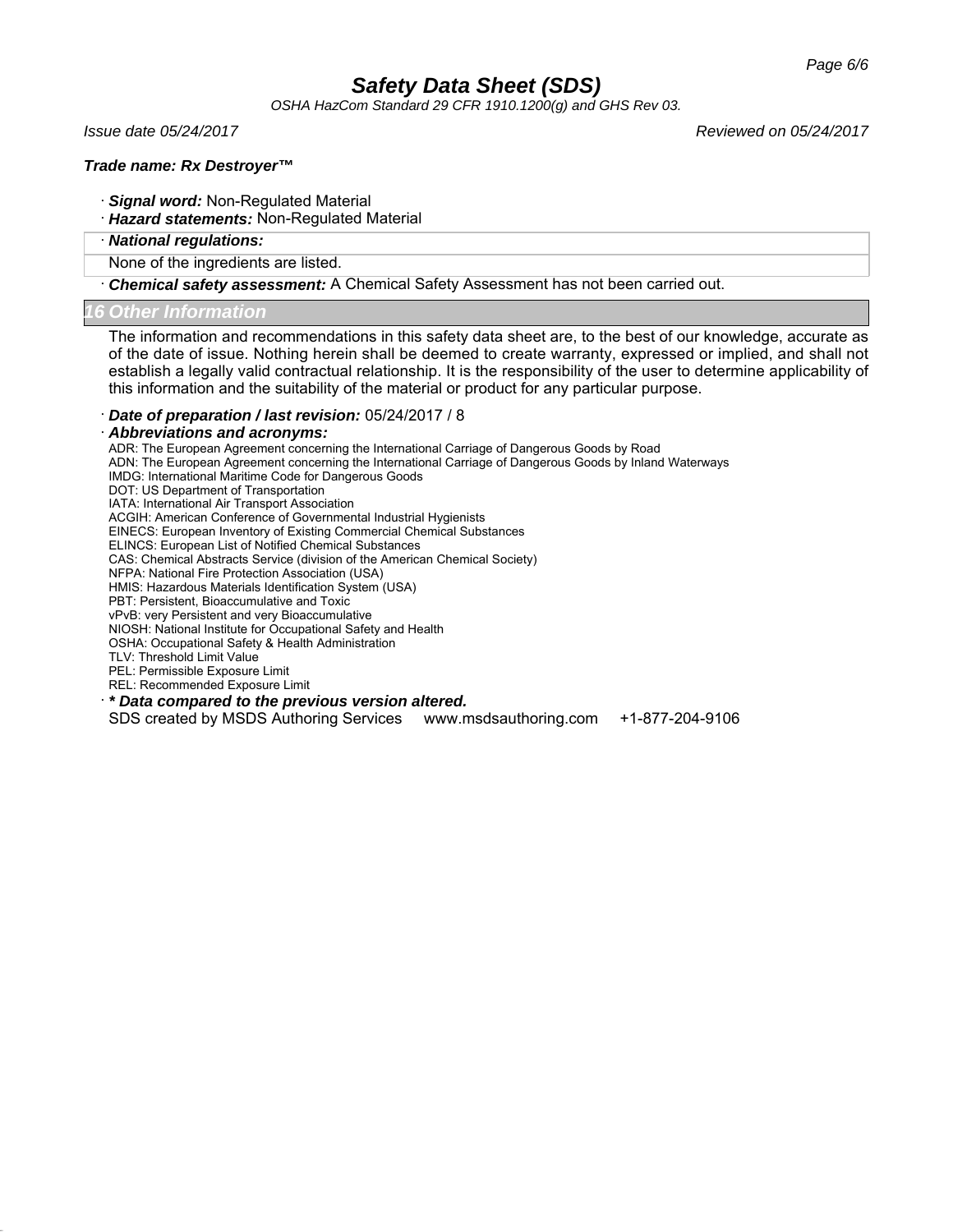# Safety Data Sheet (SDS)

*OSHA HazCom Standard 29 CFR 1910.1200(g) and GHS Rev 03.*

*Issue date 05/24/2017* *Reviewed on 05/24/2017*

***Trade name: Rx Destroyer™***

· ***Signal word:*** Non-Regulated Material
· ***Hazard statements:*** Non-Regulated Material

· ***National regulations:***

None of the ingredients are listed.

· ***Chemical safety assessment:*** A Chemical Safety Assessment has not been carried out.

## 16 Other Information

The information and recommendations in this safety data sheet are, to the best of our knowledge, accurate as of the date of issue. Nothing herein shall be deemed to create warranty, expressed or implied, and shall not establish a legally valid contractual relationship. It is the responsibility of the user to determine applicability of this information and the suitability of the material or product for any particular purpose.

· ***Date of preparation / last revision:*** 05/24/2017 / 8
· ***Abbreviations and acronyms:***

ADR: The European Agreement concerning the International Carriage of Dangerous Goods by Road
ADN: The European Agreement concerning the International Carriage of Dangerous Goods by Inland Waterways
IMDG: International Maritime Code for Dangerous Goods
DOT: US Department of Transportation
IATA: International Air Transport Association
ACGIH: American Conference of Governmental Industrial Hygienists
EINECS: European Inventory of Existing Commercial Chemical Substances
ELINCS: European List of Notified Chemical Substances
CAS: Chemical Abstracts Service (division of the American Chemical Society)
NFPA: National Fire Protection Association (USA)
HMIS: Hazardous Materials Identification System (USA)
PBT: Persistent, Bioaccumulative and Toxic
vPvB: very Persistent and very Bioaccumulative
NIOSH: National Institute for Occupational Safety and Health
OSHA: Occupational Safety & Health Administration
TLV: Threshold Limit Value
PEL: Permissible Exposure Limit
REL: Recommended Exposure Limit

· ***\* Data compared to the previous version altered.***

SDS created by MSDS Authoring Services www.msdsauthoring.com +1-877-204-9106